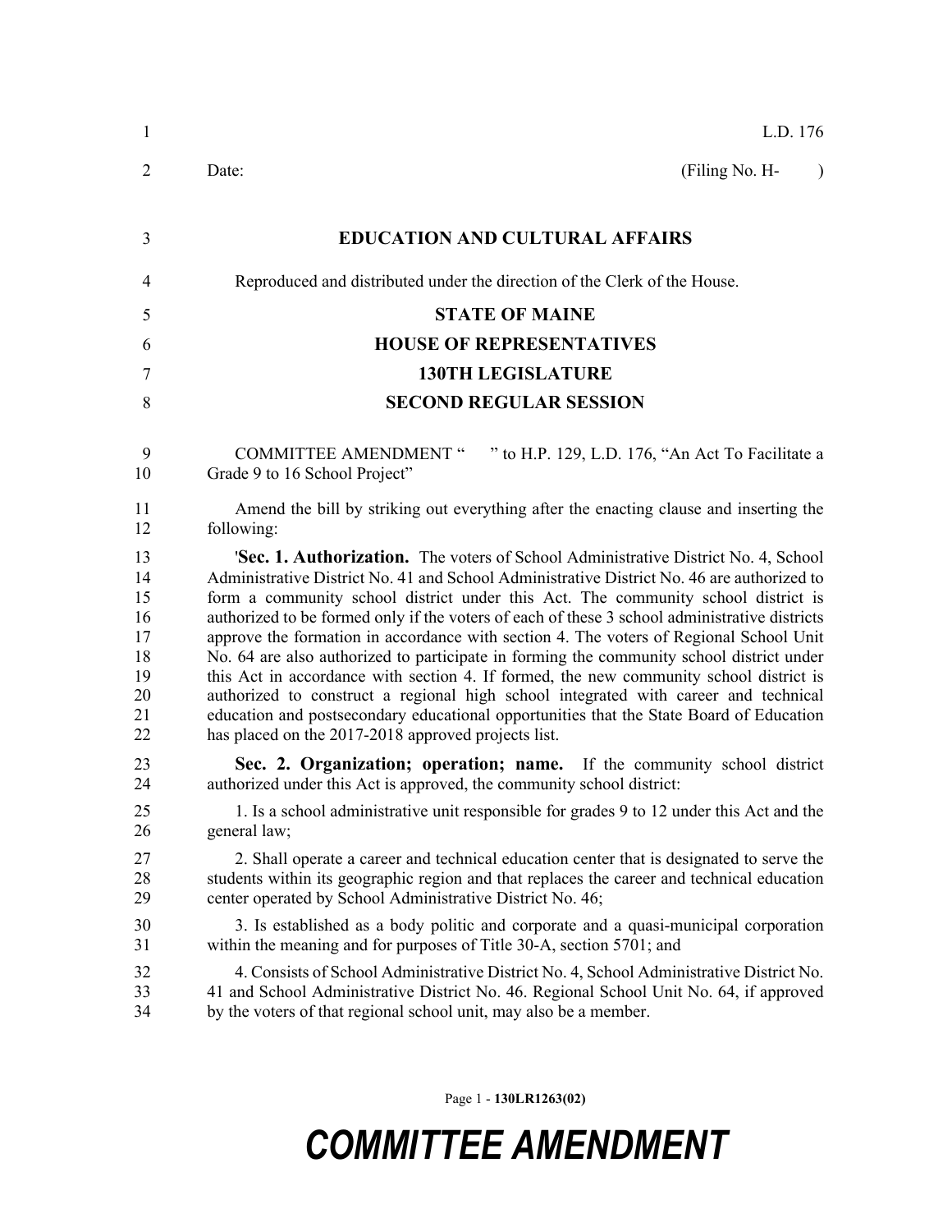L.D. 176

Date: (Filing No. H- )

**EDUCATION AND CULTURAL AFFAIRS**

Reproduced and distributed under the direction of the Clerk of the House.

**STATE OF MAINE**

**HOUSE OF REPRESENTATIVES**

**130TH LEGISLATURE**

**SECOND REGULAR SESSION**

COMMITTEE AMENDMENT " " to H.P. 129, L.D. 176, "An Act To Facilitate a Grade 9 to 16 School Project"

Amend the bill by striking out everything after the enacting clause and inserting the following:

'**Sec. 1. Authorization.** The voters of School Administrative District No. 4, School Administrative District No. 41 and School Administrative District No. 46 are authorized to form a community school district under this Act. The community school district is authorized to be formed only if the voters of each of these 3 school administrative districts approve the formation in accordance with section 4. The voters of Regional School Unit No. 64 are also authorized to participate in forming the community school district under this Act in accordance with section 4. If formed, the new community school district is authorized to construct a regional high school integrated with career and technical education and postsecondary educational opportunities that the State Board of Education has placed on the 2017-2018 approved projects list.

**Sec. 2. Organization; operation; name.** If the community school district authorized under this Act is approved, the community school district:

1. Is a school administrative unit responsible for grades 9 to 12 under this Act and the general law;

2. Shall operate a career and technical education center that is designated to serve the students within its geographic region and that replaces the career and technical education center operated by School Administrative District No. 46;

3. Is established as a body politic and corporate and a quasi-municipal corporation within the meaning and for purposes of Title 30-A, section 5701; and

4. Consists of School Administrative District No. 4, School Administrative District No. 41 and School Administrative District No. 46. Regional School Unit No. 64, if approved by the voters of that regional school unit, may also be a member.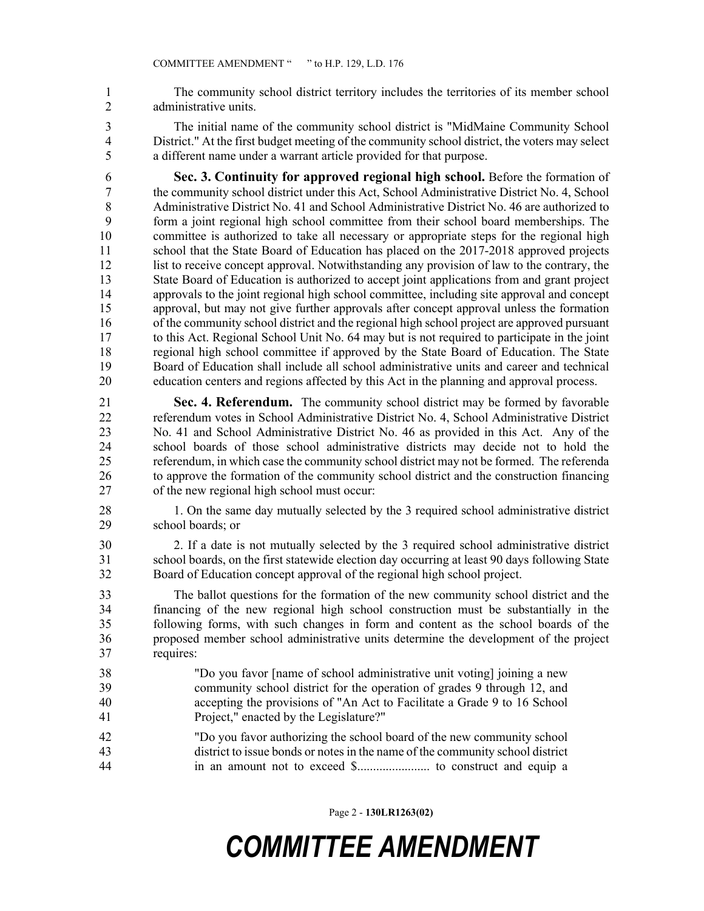The community school district territory includes the territories of its member school administrative units.

The initial name of the community school district is "MidMaine Community School District." At the first budget meeting of the community school district, the voters may select a different name under a warrant article provided for that purpose.

**Sec. 3. Continuity for approved regional high school.** Before the formation of the community school district under this Act, School Administrative District No. 4, School Administrative District No. 41 and School Administrative District No. 46 are authorized to form a joint regional high school committee from their school board memberships. The committee is authorized to take all necessary or appropriate steps for the regional high school that the State Board of Education has placed on the 2017-2018 approved projects list to receive concept approval. Notwithstanding any provision of law to the contrary, the State Board of Education is authorized to accept joint applications from and grant project approvals to the joint regional high school committee, including site approval and concept approval, but may not give further approvals after concept approval unless the formation of the community school district and the regional high school project are approved pursuant to this Act. Regional School Unit No. 64 may but is not required to participate in the joint regional high school committee if approved by the State Board of Education. The State Board of Education shall include all school administrative units and career and technical education centers and regions affected by this Act in the planning and approval process.

**Sec. 4. Referendum.** The community school district may be formed by favorable referendum votes in School Administrative District No. 4, School Administrative District No. 41 and School Administrative District No. 46 as provided in this Act. Any of the school boards of those school administrative districts may decide not to hold the referendum, in which case the community school district may not be formed. The referenda to approve the formation of the community school district and the construction financing of the new regional high school must occur:

1. On the same day mutually selected by the 3 required school administrative district school boards; or

2. If a date is not mutually selected by the 3 required school administrative district school boards, on the first statewide election day occurring at least 90 days following State Board of Education concept approval of the regional high school project.

The ballot questions for the formation of the new community school district and the financing of the new regional high school construction must be substantially in the following forms, with such changes in form and content as the school boards of the proposed member school administrative units determine the development of the project requires:

> "Do you favor [name of school administrative unit voting] joining a new community school district for the operation of grades 9 through 12, and accepting the provisions of "An Act to Facilitate a Grade 9 to 16 School Project," enacted by the Legislature?"

> "Do you favor authorizing the school board of the new community school district to issue bonds or notes in the name of the community school district in an amount not to exceed $...................... to construct and equip a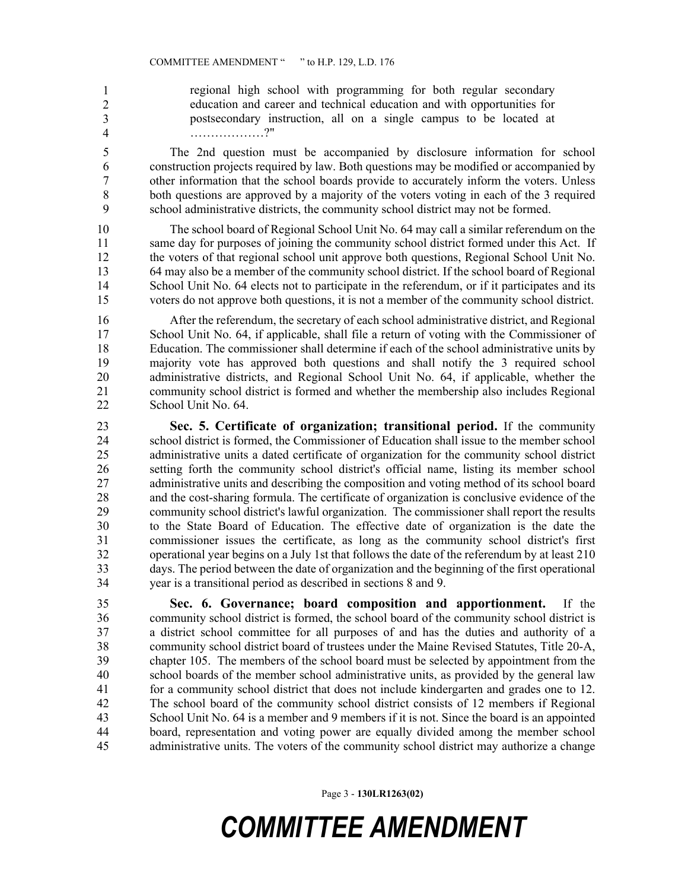regional high school with programming for both regular secondary education and career and technical education and with opportunities for postsecondary instruction, all on a single campus to be located at ………………?"

The 2nd question must be accompanied by disclosure information for school construction projects required by law. Both questions may be modified or accompanied by other information that the school boards provide to accurately inform the voters. Unless both questions are approved by a majority of the voters voting in each of the 3 required school administrative districts, the community school district may not be formed.

The school board of Regional School Unit No. 64 may call a similar referendum on the same day for purposes of joining the community school district formed under this Act. If the voters of that regional school unit approve both questions, Regional School Unit No. 64 may also be a member of the community school district. If the school board of Regional School Unit No. 64 elects not to participate in the referendum, or if it participates and its voters do not approve both questions, it is not a member of the community school district.

After the referendum, the secretary of each school administrative district, and Regional School Unit No. 64, if applicable, shall file a return of voting with the Commissioner of Education. The commissioner shall determine if each of the school administrative units by majority vote has approved both questions and shall notify the 3 required school administrative districts, and Regional School Unit No. 64, if applicable, whether the community school district is formed and whether the membership also includes Regional School Unit No. 64.

**Sec. 5. Certificate of organization; transitional period.** If the community school district is formed, the Commissioner of Education shall issue to the member school administrative units a dated certificate of organization for the community school district setting forth the community school district's official name, listing its member school administrative units and describing the composition and voting method of its school board and the cost-sharing formula. The certificate of organization is conclusive evidence of the community school district's lawful organization. The commissioner shall report the results to the State Board of Education. The effective date of organization is the date the commissioner issues the certificate, as long as the community school district's first operational year begins on a July 1st that follows the date of the referendum by at least 210 days. The period between the date of organization and the beginning of the first operational year is a transitional period as described in sections 8 and 9.

**Sec. 6. Governance; board composition and apportionment.** If the community school district is formed, the school board of the community school district is a district school committee for all purposes of and has the duties and authority of a community school district board of trustees under the Maine Revised Statutes, Title 20-A, chapter 105. The members of the school board must be selected by appointment from the school boards of the member school administrative units, as provided by the general law for a community school district that does not include kindergarten and grades one to 12. The school board of the community school district consists of 12 members if Regional School Unit No. 64 is a member and 9 members if it is not. Since the board is an appointed board, representation and voting power are equally divided among the member school administrative units. The voters of the community school district may authorize a change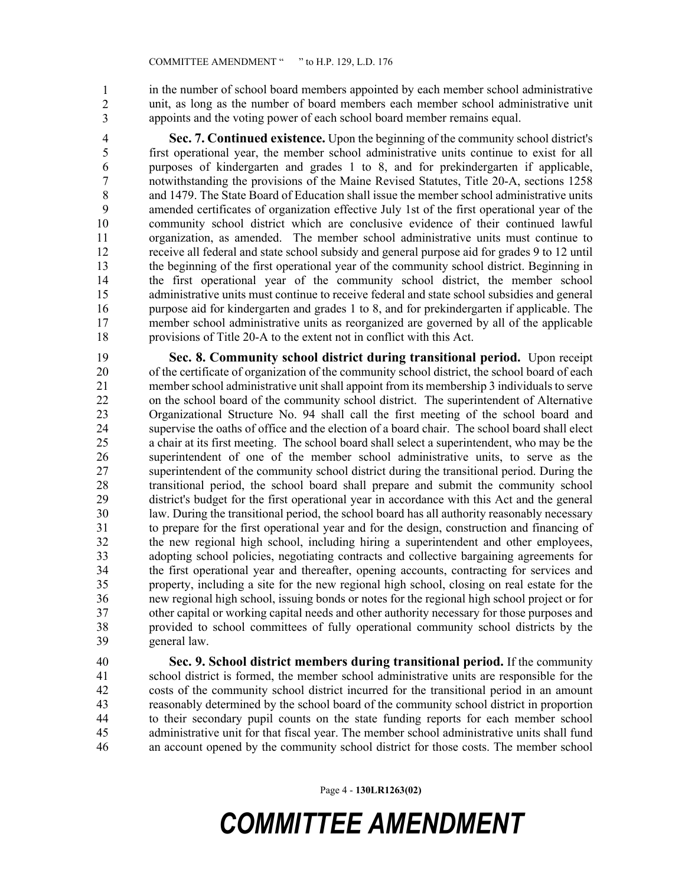in the number of school board members appointed by each member school administrative unit, as long as the number of board members each member school administrative unit appoints and the voting power of each school board member remains equal.

**Sec. 7. Continued existence.** Upon the beginning of the community school district's first operational year, the member school administrative units continue to exist for all purposes of kindergarten and grades 1 to 8, and for prekindergarten if applicable, notwithstanding the provisions of the Maine Revised Statutes, Title 20-A, sections 1258 and 1479. The State Board of Education shall issue the member school administrative units amended certificates of organization effective July 1st of the first operational year of the community school district which are conclusive evidence of their continued lawful organization, as amended. The member school administrative units must continue to receive all federal and state school subsidy and general purpose aid for grades 9 to 12 until the beginning of the first operational year of the community school district. Beginning in the first operational year of the community school district, the member school administrative units must continue to receive federal and state school subsidies and general purpose aid for kindergarten and grades 1 to 8, and for prekindergarten if applicable. The member school administrative units as reorganized are governed by all of the applicable provisions of Title 20-A to the extent not in conflict with this Act.

**Sec. 8. Community school district during transitional period.** Upon receipt of the certificate of organization of the community school district, the school board of each member school administrative unit shall appoint from its membership 3 individuals to serve on the school board of the community school district. The superintendent of Alternative Organizational Structure No. 94 shall call the first meeting of the school board and supervise the oaths of office and the election of a board chair. The school board shall elect a chair at its first meeting. The school board shall select a superintendent, who may be the superintendent of one of the member school administrative units, to serve as the superintendent of the community school district during the transitional period. During the transitional period, the school board shall prepare and submit the community school district's budget for the first operational year in accordance with this Act and the general law. During the transitional period, the school board has all authority reasonably necessary to prepare for the first operational year and for the design, construction and financing of the new regional high school, including hiring a superintendent and other employees, adopting school policies, negotiating contracts and collective bargaining agreements for the first operational year and thereafter, opening accounts, contracting for services and property, including a site for the new regional high school, closing on real estate for the new regional high school, issuing bonds or notes for the regional high school project or for other capital or working capital needs and other authority necessary for those purposes and provided to school committees of fully operational community school districts by the general law.

**Sec. 9. School district members during transitional period.** If the community school district is formed, the member school administrative units are responsible for the costs of the community school district incurred for the transitional period in an amount reasonably determined by the school board of the community school district in proportion to their secondary pupil counts on the state funding reports for each member school administrative unit for that fiscal year. The member school administrative units shall fund an account opened by the community school district for those costs. The member school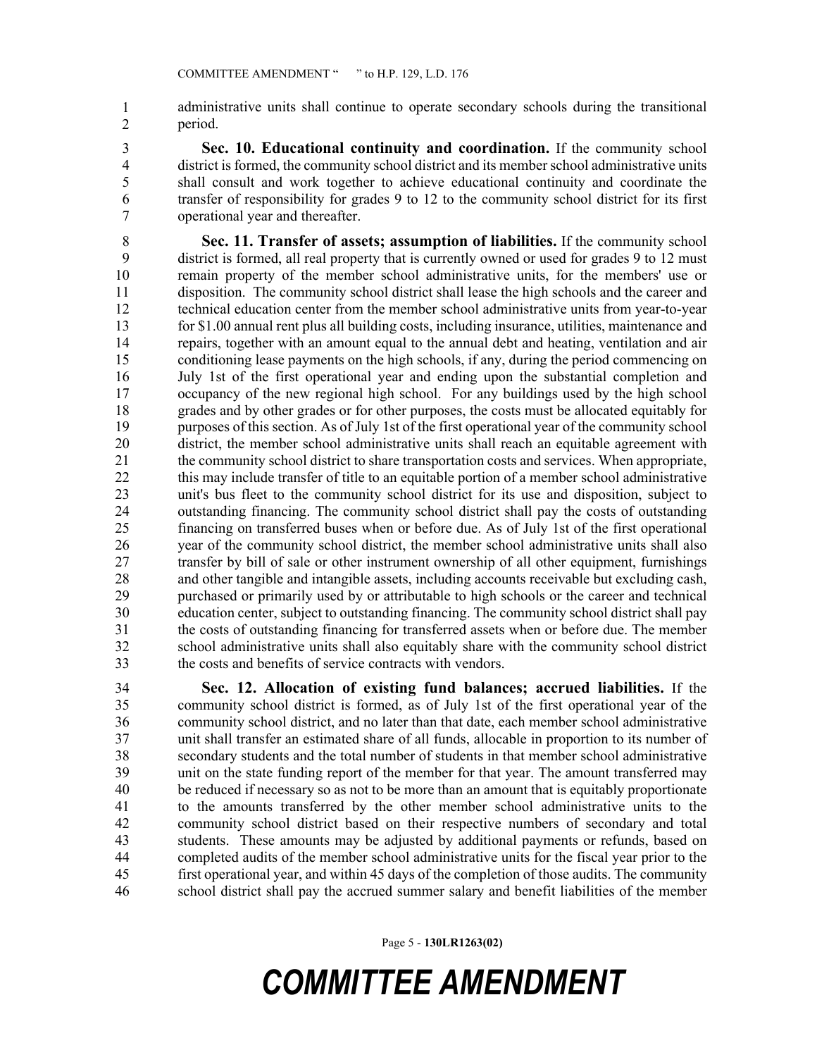administrative units shall continue to operate secondary schools during the transitional period.

**Sec. 10. Educational continuity and coordination.** If the community school district is formed, the community school district and its member school administrative units shall consult and work together to achieve educational continuity and coordinate the transfer of responsibility for grades 9 to 12 to the community school district for its first operational year and thereafter.

**Sec. 11. Transfer of assets; assumption of liabilities.** If the community school district is formed, all real property that is currently owned or used for grades 9 to 12 must remain property of the member school administrative units, for the members' use or disposition. The community school district shall lease the high schools and the career and technical education center from the member school administrative units from year-to-year for $1.00 annual rent plus all building costs, including insurance, utilities, maintenance and repairs, together with an amount equal to the annual debt and heating, ventilation and air conditioning lease payments on the high schools, if any, during the period commencing on July 1st of the first operational year and ending upon the substantial completion and occupancy of the new regional high school. For any buildings used by the high school grades and by other grades or for other purposes, the costs must be allocated equitably for purposes of this section. As of July 1st of the first operational year of the community school district, the member school administrative units shall reach an equitable agreement with the community school district to share transportation costs and services. When appropriate, this may include transfer of title to an equitable portion of a member school administrative unit's bus fleet to the community school district for its use and disposition, subject to outstanding financing. The community school district shall pay the costs of outstanding financing on transferred buses when or before due. As of July 1st of the first operational year of the community school district, the member school administrative units shall also transfer by bill of sale or other instrument ownership of all other equipment, furnishings and other tangible and intangible assets, including accounts receivable but excluding cash, purchased or primarily used by or attributable to high schools or the career and technical education center, subject to outstanding financing. The community school district shall pay the costs of outstanding financing for transferred assets when or before due. The member school administrative units shall also equitably share with the community school district the costs and benefits of service contracts with vendors.

**Sec. 12. Allocation of existing fund balances; accrued liabilities.** If the community school district is formed, as of July 1st of the first operational year of the community school district, and no later than that date, each member school administrative unit shall transfer an estimated share of all funds, allocable in proportion to its number of secondary students and the total number of students in that member school administrative unit on the state funding report of the member for that year. The amount transferred may be reduced if necessary so as not to be more than an amount that is equitably proportionate to the amounts transferred by the other member school administrative units to the community school district based on their respective numbers of secondary and total students. These amounts may be adjusted by additional payments or refunds, based on completed audits of the member school administrative units for the fiscal year prior to the first operational year, and within 45 days of the completion of those audits. The community school district shall pay the accrued summer salary and benefit liabilities of the member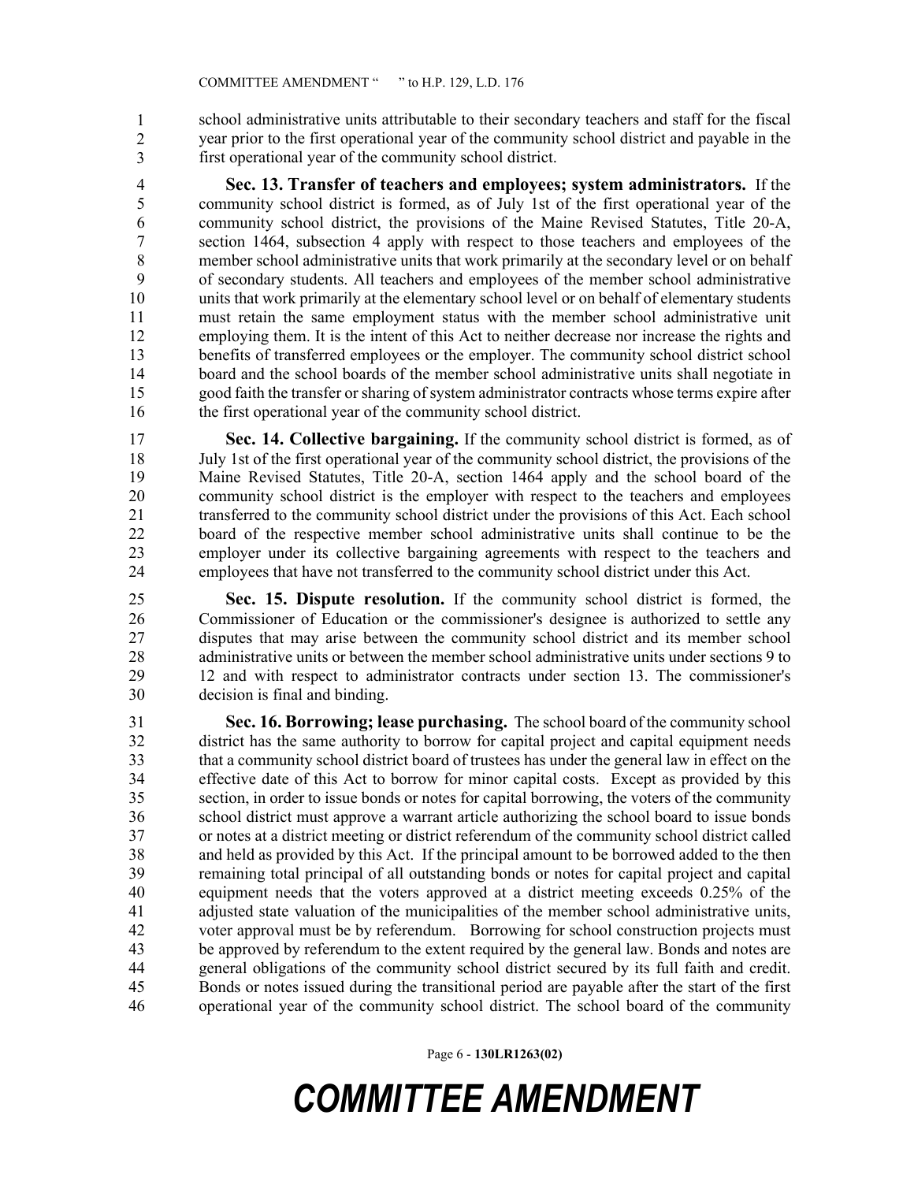school administrative units attributable to their secondary teachers and staff for the fiscal year prior to the first operational year of the community school district and payable in the first operational year of the community school district.

**Sec. 13. Transfer of teachers and employees; system administrators.** If the community school district is formed, as of July 1st of the first operational year of the community school district, the provisions of the Maine Revised Statutes, Title 20-A, section 1464, subsection 4 apply with respect to those teachers and employees of the member school administrative units that work primarily at the secondary level or on behalf of secondary students. All teachers and employees of the member school administrative units that work primarily at the elementary school level or on behalf of elementary students must retain the same employment status with the member school administrative unit employing them. It is the intent of this Act to neither decrease nor increase the rights and benefits of transferred employees or the employer. The community school district school board and the school boards of the member school administrative units shall negotiate in good faith the transfer or sharing of system administrator contracts whose terms expire after the first operational year of the community school district.

**Sec. 14. Collective bargaining.** If the community school district is formed, as of July 1st of the first operational year of the community school district, the provisions of the Maine Revised Statutes, Title 20-A, section 1464 apply and the school board of the community school district is the employer with respect to the teachers and employees transferred to the community school district under the provisions of this Act. Each school board of the respective member school administrative units shall continue to be the employer under its collective bargaining agreements with respect to the teachers and employees that have not transferred to the community school district under this Act.

**Sec. 15. Dispute resolution.** If the community school district is formed, the Commissioner of Education or the commissioner's designee is authorized to settle any disputes that may arise between the community school district and its member school administrative units or between the member school administrative units under sections 9 to 12 and with respect to administrator contracts under section 13. The commissioner's decision is final and binding.

**Sec. 16. Borrowing; lease purchasing.** The school board of the community school district has the same authority to borrow for capital project and capital equipment needs that a community school district board of trustees has under the general law in effect on the effective date of this Act to borrow for minor capital costs. Except as provided by this section, in order to issue bonds or notes for capital borrowing, the voters of the community school district must approve a warrant article authorizing the school board to issue bonds or notes at a district meeting or district referendum of the community school district called and held as provided by this Act. If the principal amount to be borrowed added to the then remaining total principal of all outstanding bonds or notes for capital project and capital equipment needs that the voters approved at a district meeting exceeds 0.25% of the adjusted state valuation of the municipalities of the member school administrative units, voter approval must be by referendum. Borrowing for school construction projects must be approved by referendum to the extent required by the general law. Bonds and notes are general obligations of the community school district secured by its full faith and credit. Bonds or notes issued during the transitional period are payable after the start of the first operational year of the community school district. The school board of the community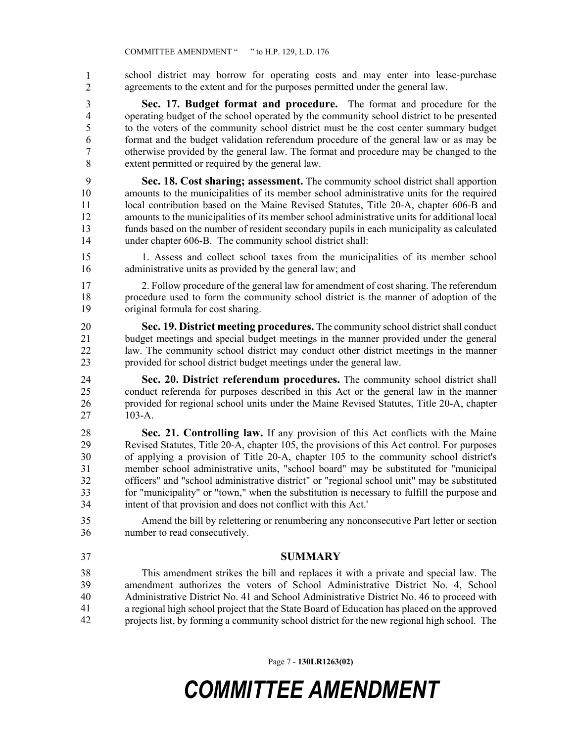school district may borrow for operating costs and may enter into lease-purchase agreements to the extent and for the purposes permitted under the general law.

**Sec. 17. Budget format and procedure.** The format and procedure for the operating budget of the school operated by the community school district to be presented to the voters of the community school district must be the cost center summary budget format and the budget validation referendum procedure of the general law or as may be otherwise provided by the general law. The format and procedure may be changed to the extent permitted or required by the general law.

**Sec. 18. Cost sharing; assessment.** The community school district shall apportion amounts to the municipalities of its member school administrative units for the required local contribution based on the Maine Revised Statutes, Title 20-A, chapter 606-B and amounts to the municipalities of its member school administrative units for additional local funds based on the number of resident secondary pupils in each municipality as calculated under chapter 606-B. The community school district shall:

1. Assess and collect school taxes from the municipalities of its member school administrative units as provided by the general law; and

2. Follow procedure of the general law for amendment of cost sharing. The referendum procedure used to form the community school district is the manner of adoption of the original formula for cost sharing.

**Sec. 19. District meeting procedures.** The community school district shall conduct budget meetings and special budget meetings in the manner provided under the general law. The community school district may conduct other district meetings in the manner provided for school district budget meetings under the general law.

**Sec. 20. District referendum procedures.** The community school district shall conduct referenda for purposes described in this Act or the general law in the manner provided for regional school units under the Maine Revised Statutes, Title 20-A, chapter 103-A.

**Sec. 21. Controlling law.** If any provision of this Act conflicts with the Maine Revised Statutes, Title 20-A, chapter 105, the provisions of this Act control. For purposes of applying a provision of Title 20-A, chapter 105 to the community school district's member school administrative units, "school board" may be substituted for "municipal officers" and "school administrative district" or "regional school unit" may be substituted for "municipality" or "town," when the substitution is necessary to fulfill the purpose and intent of that provision and does not conflict with this Act.'

Amend the bill by relettering or renumbering any nonconsecutive Part letter or section number to read consecutively.

## SUMMARY

This amendment strikes the bill and replaces it with a private and special law. The amendment authorizes the voters of School Administrative District No. 4, School Administrative District No. 41 and School Administrative District No. 46 to proceed with a regional high school project that the State Board of Education has placed on the approved projects list, by forming a community school district for the new regional high school. The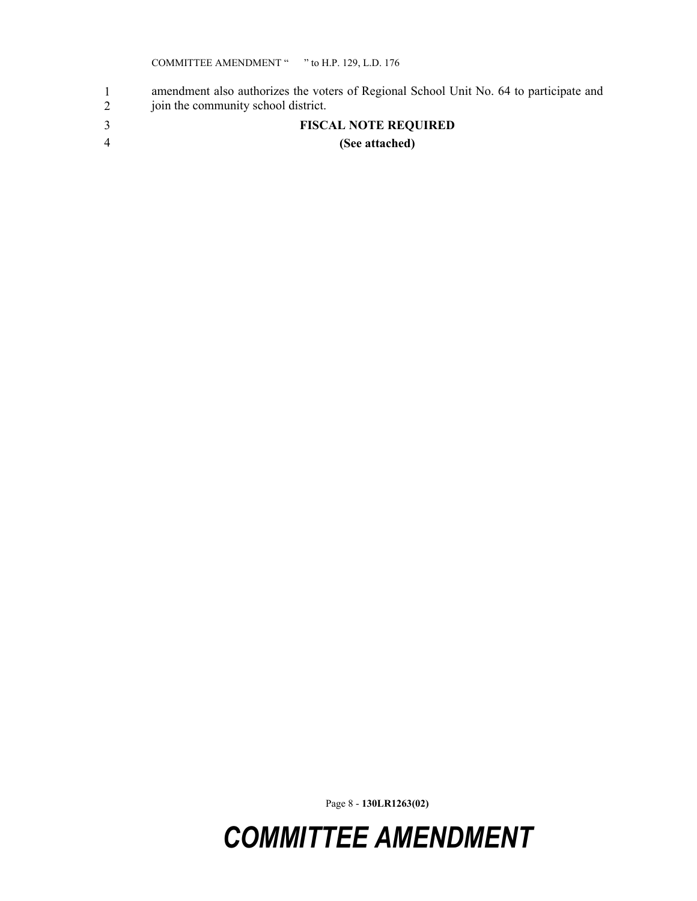amendment also authorizes the voters of Regional School Unit No. 64 to participate and join the community school district.

**FISCAL NOTE REQUIRED**

**(See attached)**